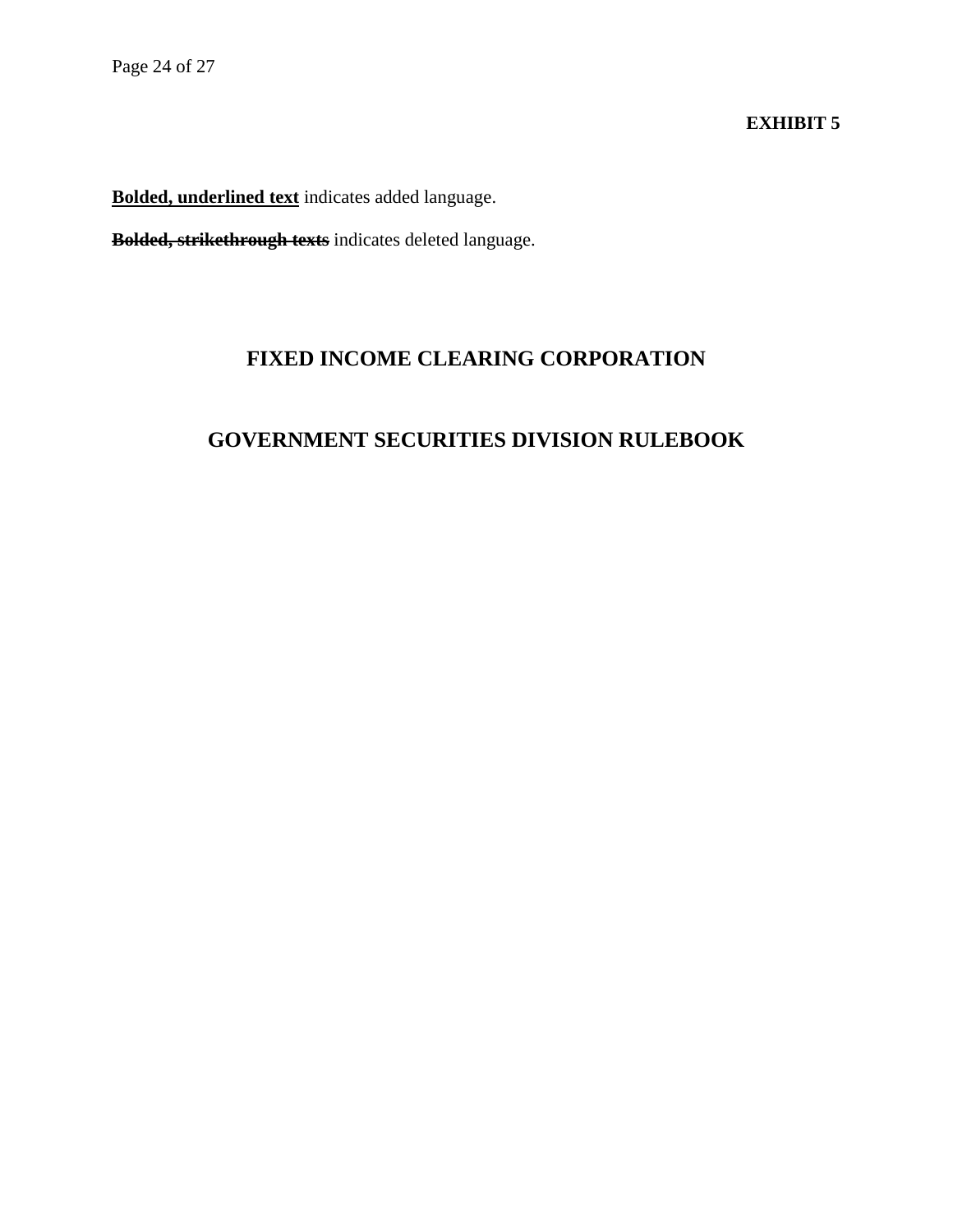**EXHIBIT 5**

**<u>Bolded, underlined text</u>** indicates added language.

**~~Bolded, strikethrough texts~~** indicates deleted language.

# FIXED INCOME CLEARING CORPORATION

# GOVERNMENT SECURITIES DIVISION RULEBOOK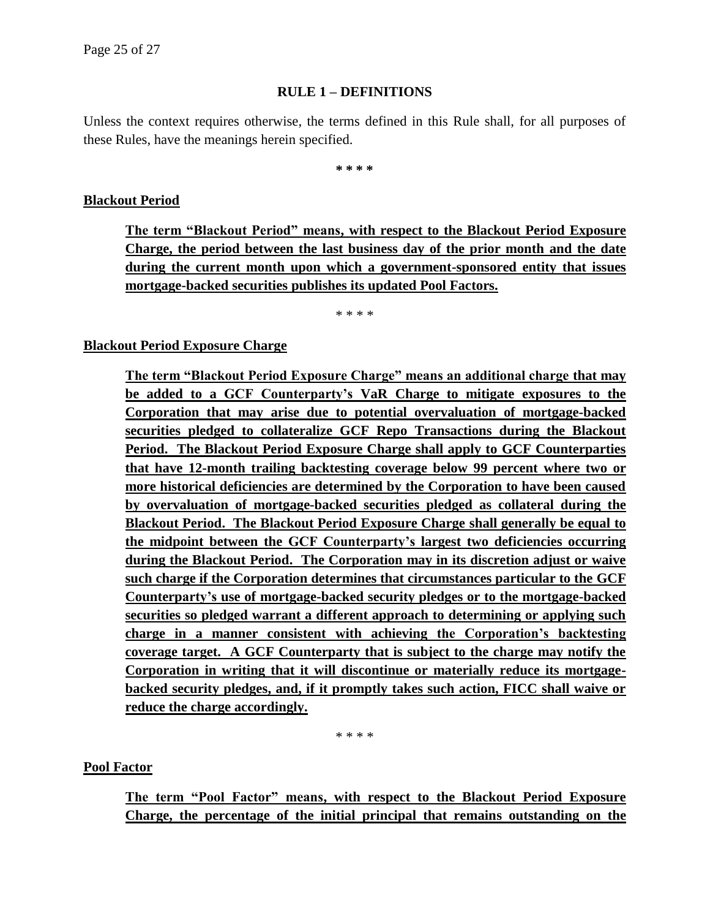## RULE 1 – DEFINITIONS

Unless the context requires otherwise, the terms defined in this Rule shall, for all purposes of these Rules, have the meanings herein specified.

\* \* \* \*

**Blackout Period**

> **The term "Blackout Period" means, with respect to the Blackout Period Exposure Charge, the period between the last business day of the prior month and the date during the current month upon which a government-sponsored entity that issues mortgage-backed securities publishes its updated Pool Factors.**

\* \* \* \*

**Blackout Period Exposure Charge**

> **The term "Blackout Period Exposure Charge" means an additional charge that may be added to a GCF Counterparty's VaR Charge to mitigate exposures to the Corporation that may arise due to potential overvaluation of mortgage-backed securities pledged to collateralize GCF Repo Transactions during the Blackout Period. The Blackout Period Exposure Charge shall apply to GCF Counterparties that have 12-month trailing backtesting coverage below 99 percent where two or more historical deficiencies are determined by the Corporation to have been caused by overvaluation of mortgage-backed securities pledged as collateral during the Blackout Period. The Blackout Period Exposure Charge shall generally be equal to the midpoint between the GCF Counterparty's largest two deficiencies occurring during the Blackout Period. The Corporation may in its discretion adjust or waive such charge if the Corporation determines that circumstances particular to the GCF Counterparty's use of mortgage-backed security pledges or to the mortgage-backed securities so pledged warrant a different approach to determining or applying such charge in a manner consistent with achieving the Corporation's backtesting coverage target. A GCF Counterparty that is subject to the charge may notify the Corporation in writing that it will discontinue or materially reduce its mortgage-backed security pledges, and, if it promptly takes such action, FICC shall waive or reduce the charge accordingly.**

\* \* \* \*

**Pool Factor**

> **The term "Pool Factor" means, with respect to the Blackout Period Exposure Charge, the percentage of the initial principal that remains outstanding on the**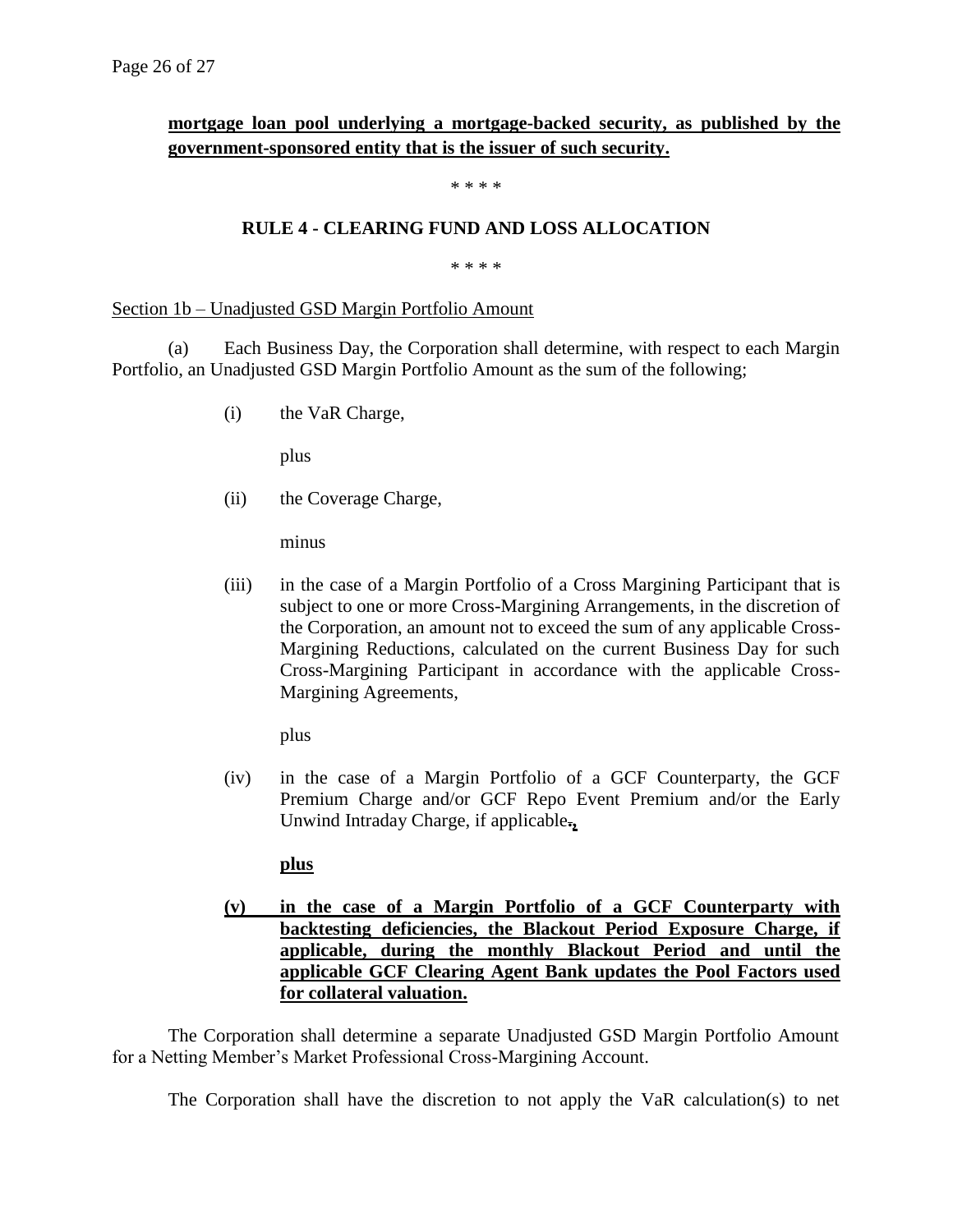**<u>mortgage loan pool underlying a mortgage-backed security, as published by the government-sponsored entity that is the issuer of such security.</u>**

\* \* \* \*

## RULE 4 - CLEARING FUND AND LOSS ALLOCATION

\* \* \* \*

<u>Section 1b – Unadjusted GSD Margin Portfolio Amount</u>

(a) Each Business Day, the Corporation shall determine, with respect to each Margin Portfolio, an Unadjusted GSD Margin Portfolio Amount as the sum of the following;

(i) the VaR Charge,

plus

(ii) the Coverage Charge,

minus

(iii) in the case of a Margin Portfolio of a Cross Margining Participant that is subject to one or more Cross-Margining Arrangements, in the discretion of the Corporation, an amount not to exceed the sum of any applicable Cross-Margining Reductions, calculated on the current Business Day for such Cross-Margining Participant in accordance with the applicable Cross-Margining Agreements,

plus

(iv) in the case of a Margin Portfolio of a GCF Counterparty, the GCF Premium Charge and/or GCF Repo Event Premium and/or the Early Unwind Intraday Charge, if applicable~~.~~**<u>,</u>**

**<u>plus</u>**

**<u>(v) in the case of a Margin Portfolio of a GCF Counterparty with backtesting deficiencies, the Blackout Period Exposure Charge, if applicable, during the monthly Blackout Period and until the applicable GCF Clearing Agent Bank updates the Pool Factors used for collateral valuation.</u>**

The Corporation shall determine a separate Unadjusted GSD Margin Portfolio Amount for a Netting Member's Market Professional Cross-Margining Account.

The Corporation shall have the discretion to not apply the VaR calculation(s) to net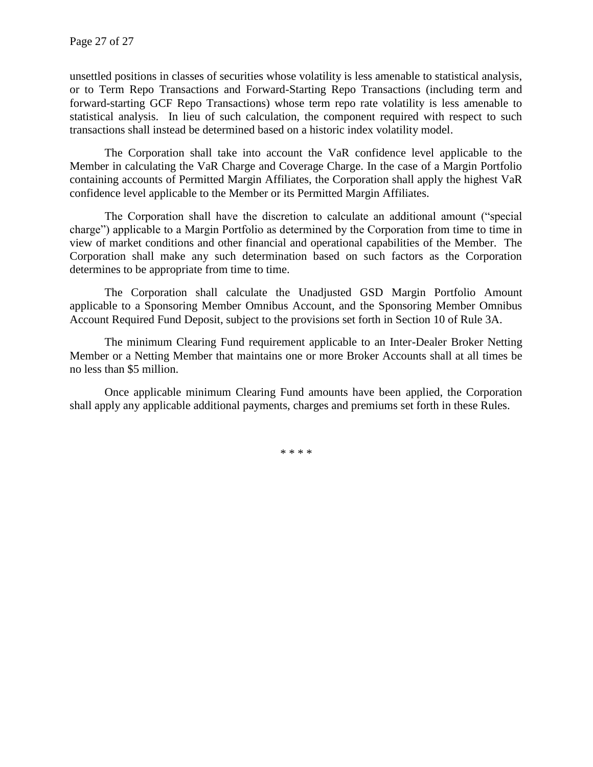unsettled positions in classes of securities whose volatility is less amenable to statistical analysis, or to Term Repo Transactions and Forward-Starting Repo Transactions (including term and forward-starting GCF Repo Transactions) whose term repo rate volatility is less amenable to statistical analysis. In lieu of such calculation, the component required with respect to such transactions shall instead be determined based on a historic index volatility model.

The Corporation shall take into account the VaR confidence level applicable to the Member in calculating the VaR Charge and Coverage Charge. In the case of a Margin Portfolio containing accounts of Permitted Margin Affiliates, the Corporation shall apply the highest VaR confidence level applicable to the Member or its Permitted Margin Affiliates.

The Corporation shall have the discretion to calculate an additional amount ("special charge") applicable to a Margin Portfolio as determined by the Corporation from time to time in view of market conditions and other financial and operational capabilities of the Member. The Corporation shall make any such determination based on such factors as the Corporation determines to be appropriate from time to time.

The Corporation shall calculate the Unadjusted GSD Margin Portfolio Amount applicable to a Sponsoring Member Omnibus Account, and the Sponsoring Member Omnibus Account Required Fund Deposit, subject to the provisions set forth in Section 10 of Rule 3A.

The minimum Clearing Fund requirement applicable to an Inter-Dealer Broker Netting Member or a Netting Member that maintains one or more Broker Accounts shall at all times be no less than $5 million.

Once applicable minimum Clearing Fund amounts have been applied, the Corporation shall apply any applicable additional payments, charges and premiums set forth in these Rules.

\* \* \* \*